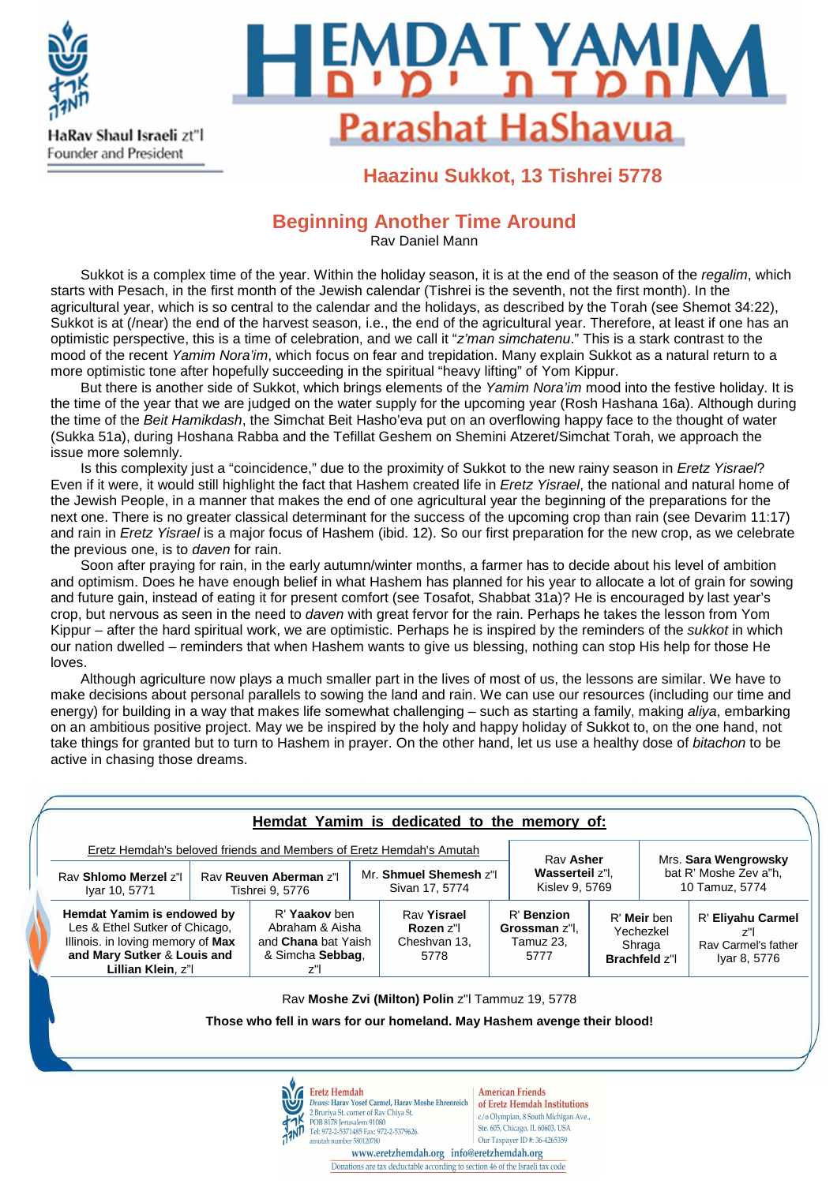HaRav Shaul Israeli zt"l
Founder and President

# HEMDAT YAMIM
# חמדת ימים
## Parashat HaShavua

### Haazinu Sukkot, 13 Tishrei 5778

## Beginning Another Time Around

Rav Daniel Mann

Sukkot is a complex time of the year. Within the holiday season, it is at the end of the season of the *regalim*, which starts with Pesach, in the first month of the Jewish calendar (Tishrei is the seventh, not the first month). In the agricultural year, which is so central to the calendar and the holidays, as described by the Torah (see Shemot 34:22), Sukkot is at (/near) the end of the harvest season, i.e., the end of the agricultural year. Therefore, at least if one has an optimistic perspective, this is a time of celebration, and we call it "*z'man simchatenu*." This is a stark contrast to the mood of the recent *Yamim Nora'im*, which focus on fear and trepidation. Many explain Sukkot as a natural return to a more optimistic tone after hopefully succeeding in the spiritual "heavy lifting" of Yom Kippur.

But there is another side of Sukkot, which brings elements of the *Yamim Nora'im* mood into the festive holiday. It is the time of the year that we are judged on the water supply for the upcoming year (Rosh Hashana 16a). Although during the time of the *Beit Hamikdash*, the Simchat Beit Hasho'eva put on an overflowing happy face to the thought of water (Sukka 51a), during Hoshana Rabba and the Tefillat Geshem on Shemini Atzeret/Simchat Torah, we approach the issue more solemnly.

Is this complexity just a "coincidence," due to the proximity of Sukkot to the new rainy season in *Eretz Yisrael*? Even if it were, it would still highlight the fact that Hashem created life in *Eretz Yisrael*, the national and natural home of the Jewish People, in a manner that makes the end of one agricultural year the beginning of the preparations for the next one. There is no greater classical determinant for the success of the upcoming crop than rain (see Devarim 11:17) and rain in *Eretz Yisrael* is a major focus of Hashem (ibid. 12). So our first preparation for the new crop, as we celebrate the previous one, is to *daven* for rain.

Soon after praying for rain, in the early autumn/winter months, a farmer has to decide about his level of ambition and optimism. Does he have enough belief in what Hashem has planned for his year to allocate a lot of grain for sowing and future gain, instead of eating it for present comfort (see Tosafot, Shabbat 31a)? He is encouraged by last year's crop, but nervous as seen in the need to *daven* with great fervor for the rain. Perhaps he takes the lesson from Yom Kippur – after the hard spiritual work, we are optimistic. Perhaps he is inspired by the reminders of the *sukkot* in which our nation dwelled – reminders that when Hashem wants to give us blessing, nothing can stop His help for those He loves.

Although agriculture now plays a much smaller part in the lives of most of us, the lessons are similar. We have to make decisions about personal parallels to sowing the land and rain. We can use our resources (including our time and energy) for building in a way that makes life somewhat challenging – such as starting a family, making *aliya*, embarking on an ambitious positive project. May we be inspired by the holy and happy holiday of Sukkot to, on the one hand, not take things for granted but to turn to Hashem in prayer. On the other hand, let us use a healthy dose of *bitachon* to be active in chasing those dreams.

**Hemdat Yamim is dedicated to the memory of:**

| Eretz Hemdah's beloved friends and Members of Eretz Hemdah's Amutah | | | Rav **Asher Wasserteil** z"l, Kislev 9, 5769 | Mrs. **Sara Wengrowsky** bat R' Moshe Zev a"h, 10 Tamuz, 5774 |
|---|---|---|---|---|
| Rav **Shlomo Merzel** z"l Iyar 10, 5771 | Rav **Reuven Aberman** z"l Tishrei 9, 5776 | Mr. **Shmuel Shemesh** z"l Sivan 17, 5774 | | |

| **Hemdat Yamim is endowed by** Les & Ethel Sutker of Chicago, Illinois. in loving memory of **Max and Mary Sutker** & **Louis and Lillian Klein**, z"l | R' **Yaakov** ben Abraham & Aisha and **Chana** bat Yaish & Simcha **Sebbag**, z"l | Rav **Yisrael Rozen** z"l Cheshvan 13, 5778 | R' **Benzion Grossman** z"l, Tamuz 23, 5777 | R' **Meir** ben Yechezkel Shraga **Brachfeld** z"l | R' **Eliyahu Carmel** z"l Rav Carmel's father Iyar 8, 5776 |
|---|---|---|---|---|---|

Rav **Moshe Zvi (Milton) Polin** z"l Tammuz 19, 5778

**Those who fell in wars for our homeland. May Hashem avenge their blood!**

Eretz Hemdah
Deans: Harav Yosef Carmel, Harav Moshe Ehrenreich
2 Bruriya St. corner of Rav Chiya St.
POB 8178 Jerusalem 91080
Tel: 972-2-5371485 Fax: 972-2-5379626.
amutah number 580120780

American Friends of Eretz Hemdah Institutions
c/o Olympian, 8 South Michigan Ave.,
Ste. 605, Chicago, IL 60603, USA
Our Taxpayer ID #: 36-4265359

www.eretzhemdah.org info@eretzhemdah.org

Donations are tax deductable according to section 46 of the Israeli tax code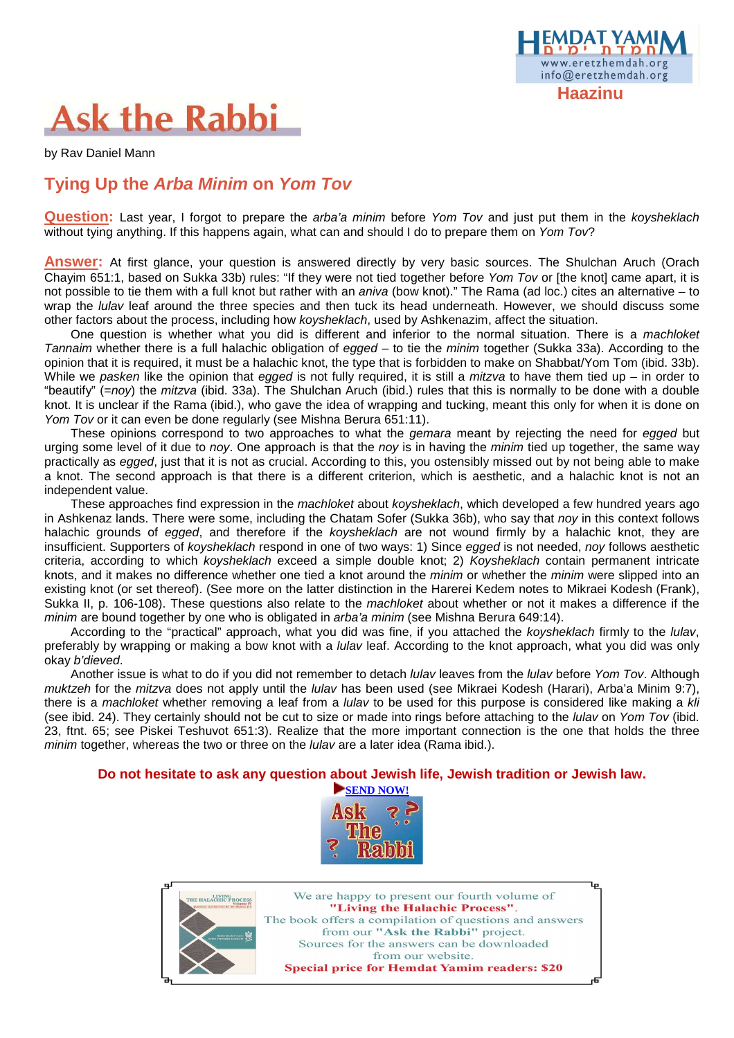Haazinu

# Ask the Rabbi

by Rav Daniel Mann

## Tying Up the *Arba Minim* on *Yom Tov*

**Question:** Last year, I forgot to prepare the *arba'a minim* before *Yom Tov* and just put them in the *koysheklach* without tying anything. If this happens again, what can and should I do to prepare them on *Yom Tov*?

**Answer:** At first glance, your question is answered directly by very basic sources. The Shulchan Aruch (Orach Chayim 651:1, based on Sukka 33b) rules: "If they were not tied together before *Yom Tov* or [the knot] came apart, it is not possible to tie them with a full knot but rather with an *aniva* (bow knot)." The Rama (ad loc.) cites an alternative – to wrap the *lulav* leaf around the three species and then tuck its head underneath. However, we should discuss some other factors about the process, including how *koysheklach*, used by Ashkenazim, affect the situation.

One question is whether what you did is different and inferior to the normal situation. There is a *machloket Tannaim* whether there is a full halachic obligation of *egged* – to tie the *minim* together (Sukka 33a). According to the opinion that it is required, it must be a halachic knot, the type that is forbidden to make on Shabbat/Yom Tom (ibid. 33b). While we *pasken* like the opinion that *egged* is not fully required, it is still a *mitzva* to have them tied up – in order to "beautify" (=*noy*) the *mitzva* (ibid. 33a). The Shulchan Aruch (ibid.) rules that this is normally to be done with a double knot. It is unclear if the Rama (ibid.), who gave the idea of wrapping and tucking, meant this only for when it is done on *Yom Tov* or it can even be done regularly (see Mishna Berura 651:11).

These opinions correspond to two approaches to what the *gemara* meant by rejecting the need for *egged* but urging some level of it due to *noy*. One approach is that the *noy* is in having the *minim* tied up together, the same way practically as *egged*, just that it is not as crucial. According to this, you ostensibly missed out by not being able to make a knot. The second approach is that there is a different criterion, which is aesthetic, and a halachic knot is not an independent value.

These approaches find expression in the *machloket* about *koysheklach*, which developed a few hundred years ago in Ashkenaz lands. There were some, including the Chatam Sofer (Sukka 36b), who say that *noy* in this context follows halachic grounds of *egged*, and therefore if the *koysheklach* are not wound firmly by a halachic knot, they are insufficient. Supporters of *koysheklach* respond in one of two ways: 1) Since *egged* is not needed, *noy* follows aesthetic criteria, according to which *koysheklach* exceed a simple double knot; 2) *Koysheklach* contain permanent intricate knots, and it makes no difference whether one tied a knot around the *minim* or whether the *minim* were slipped into an existing knot (or set thereof). (See more on the latter distinction in the Harerei Kedem notes to Mikraei Kodesh (Frank), Sukka II, p. 106-108). These questions also relate to the *machloket* about whether or not it makes a difference if the *minim* are bound together by one who is obligated in *arba'a minim* (see Mishna Berura 649:14).

According to the "practical" approach, what you did was fine, if you attached the *koysheklach* firmly to the *lulav*, preferably by wrapping or making a bow knot with a *lulav* leaf. According to the knot approach, what you did was only okay *b'dieved*.

Another issue is what to do if you did not remember to detach *lulav* leaves from the *lulav* before *Yom Tov*. Although *muktzeh* for the *mitzva* does not apply until the *lulav* has been used (see Mikraei Kodesh (Harari), Arba'a Minim 9:7), there is a *machloket* whether removing a leaf from a *lulav* to be used for this purpose is considered like making a *kli* (see ibid. 24). They certainly should not be cut to size or made into rings before attaching to the *lulav* on *Yom Tov* (ibid. 23, ftnt. 65; see Piskei Teshuvot 651:3). Realize that the more important connection is the one that holds the three *minim* together, whereas the two or three on the *lulav* are a later idea (Rama ibid.).

**Do not hesitate to ask any question about Jewish life, Jewish tradition or Jewish law.**

SEND NOW!

We are happy to present our fourth volume of **"Living the Halachic Process"**. The book offers a compilation of questions and answers from our **"Ask the Rabbi"** project. Sources for the answers can be downloaded from our website. **Special price for Hemdat Yamim readers: $20**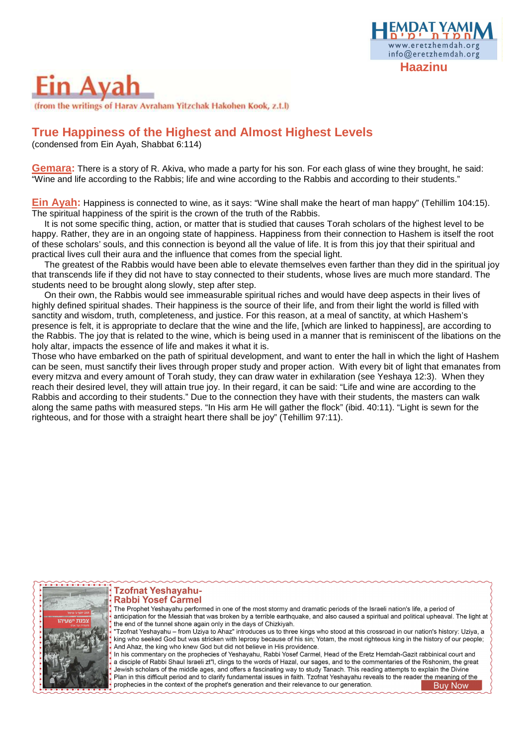Haazinu

# Ein Ayah

(from the writings of Harav Avraham Yitzchak Hakohen Kook, z.t.l)

## True Happiness of the Highest and Almost Highest Levels

(condensed from Ein Ayah, Shabbat 6:114)

**Gemara:** There is a story of R. Akiva, who made a party for his son. For each glass of wine they brought, he said: "Wine and life according to the Rabbis; life and wine according to the Rabbis and according to their students."

**Ein Ayah:** Happiness is connected to wine, as it says: "Wine shall make the heart of man happy" (Tehillim 104:15). The spiritual happiness of the spirit is the crown of the truth of the Rabbis.

It is not some specific thing, action, or matter that is studied that causes Torah scholars of the highest level to be happy. Rather, they are in an ongoing state of happiness. Happiness from their connection to Hashem is itself the root of these scholars' souls, and this connection is beyond all the value of life. It is from this joy that their spiritual and practical lives cull their aura and the influence that comes from the special light.

The greatest of the Rabbis would have been able to elevate themselves even farther than they did in the spiritual joy that transcends life if they did not have to stay connected to their students, whose lives are much more standard. The students need to be brought along slowly, step after step.

On their own, the Rabbis would see immeasurable spiritual riches and would have deep aspects in their lives of highly defined spiritual shades. Their happiness is the source of their life, and from their light the world is filled with sanctity and wisdom, truth, completeness, and justice. For this reason, at a meal of sanctity, at which Hashem's presence is felt, it is appropriate to declare that the wine and the life, [which are linked to happiness], are according to the Rabbis. The joy that is related to the wine, which is being used in a manner that is reminiscent of the libations on the holy altar, impacts the essence of life and makes it what it is.

Those who have embarked on the path of spiritual development, and want to enter the hall in which the light of Hashem can be seen, must sanctify their lives through proper study and proper action. With every bit of light that emanates from every mitzva and every amount of Torah study, they can draw water in exhilaration (see Yeshaya 12:3). When they reach their desired level, they will attain true joy. In their regard, it can be said: "Life and wine are according to the Rabbis and according to their students." Due to the connection they have with their students, the masters can walk along the same paths with measured steps. "In His arm He will gather the flock" (ibid. 40:11). "Light is sewn for the righteous, and for those with a straight heart there shall be joy" (Tehillim 97:11).

---

**Tzofnat Yeshayahu- Rabbi Yosef Carmel**

The Prophet Yeshayahu performed in one of the most stormy and dramatic periods of the Israeli nation's life, a period of anticipation for the Messiah that was broken by a terrible earthquake, and also caused a spiritual and political upheaval. The light at the end of the tunnel shone again only in the days of Chizkiyah.

"Tzofnat Yeshayahu – from Uziya to Ahaz" introduces us to three kings who stood at this crossroad in our nation's history: Uziya, a king who seeked God but was stricken with leprosy because of his sin; Yotam, the most righteous king in the history of our people; And Ahaz, the king who knew God but did not believe in His providence.

In his commentary on the prophecies of Yeshayahu, Rabbi Yosef Carmel, Head of the Eretz Hemdah-Gazit rabbinical court and a disciple of Rabbi Shaul Israeli zt"l, clings to the words of Hazal, our sages, and to the commentaries of the Rishonim, the great Jewish scholars of the middle ages, and offers a fascinating way to study Tanach. This reading attempts to explain the Divine Plan in this difficult period and to clarify fundamental issues in faith. Tzofnat Yeshayahu reveals to the reader the meaning of the prophecies in the context of the prophet's generation and their relevance to our generation.

Buy Now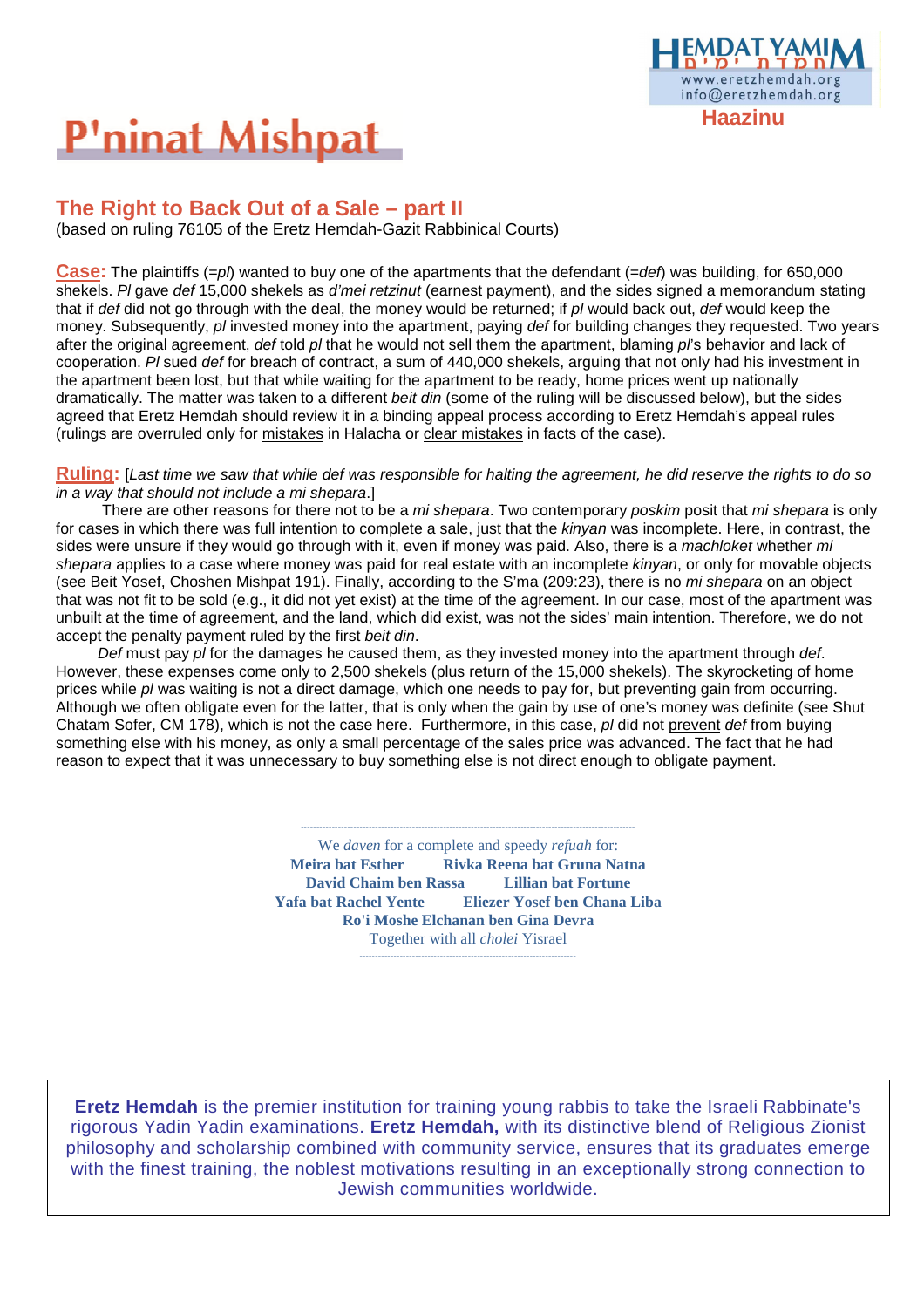# P'ninat Mishpat

**Haazinu**

## The Right to Back Out of a Sale – part II

(based on ruling 76105 of the Eretz Hemdah-Gazit Rabbinical Courts)

**Case:** The plaintiffs (=*pl*) wanted to buy one of the apartments that the defendant (=*def*) was building, for 650,000 shekels. *Pl* gave *def* 15,000 shekels as *d'mei retzinut* (earnest payment), and the sides signed a memorandum stating that if *def* did not go through with the deal, the money would be returned; if *pl* would back out, *def* would keep the money. Subsequently, *pl* invested money into the apartment, paying *def* for building changes they requested. Two years after the original agreement, *def* told *pl* that he would not sell them the apartment, blaming *pl*'s behavior and lack of cooperation. *Pl* sued *def* for breach of contract, a sum of 440,000 shekels, arguing that not only had his investment in the apartment been lost, but that while waiting for the apartment to be ready, home prices went up nationally dramatically. The matter was taken to a different *beit din* (some of the ruling will be discussed below), but the sides agreed that Eretz Hemdah should review it in a binding appeal process according to Eretz Hemdah's appeal rules (rulings are overruled only for <u>mistakes</u> in Halacha or <u>clear mistakes</u> in facts of the case).

**Ruling:** [*Last time we saw that while def was responsible for halting the agreement, he did reserve the rights to do so in a way that should not include a mi shepara*.]

There are other reasons for there not to be a *mi shepara*. Two contemporary *poskim* posit that *mi shepara* is only for cases in which there was full intention to complete a sale, just that the *kinyan* was incomplete. Here, in contrast, the sides were unsure if they would go through with it, even if money was paid. Also, there is a *machloket* whether *mi shepara* applies to a case where money was paid for real estate with an incomplete *kinyan*, or only for movable objects (see Beit Yosef, Choshen Mishpat 191). Finally, according to the S'ma (209:23), there is no *mi shepara* on an object that was not fit to be sold (e.g., it did not yet exist) at the time of the agreement. In our case, most of the apartment was unbuilt at the time of agreement, and the land, which did exist, was not the sides' main intention. Therefore, we do not accept the penalty payment ruled by the first *beit din*.

*Def* must pay *pl* for the damages he caused them, as they invested money into the apartment through *def*. However, these expenses come only to 2,500 shekels (plus return of the 15,000 shekels). The skyrocketing of home prices while *pl* was waiting is not a direct damage, which one needs to pay for, but preventing gain from occurring. Although we often obligate even for the latter, that is only when the gain by use of one's money was definite (see Shut Chatam Sofer, CM 178), which is not the case here. Furthermore, in this case, *pl* did not <u>prevent</u> *def* from buying something else with his money, as only a small percentage of the sales price was advanced. The fact that he had reason to expect that it was unnecessary to buy something else is not direct enough to obligate payment.

---

We *daven* for a complete and speedy *refuah* for:
**Meira bat Esther** **Rivka Reena bat Gruna Natna**
**David Chaim ben Rassa** **Lillian bat Fortune**
**Yafa bat Rachel Yente** **Eliezer Yosef ben Chana Liba**
**Ro'i Moshe Elchanan ben Gina Devra**
Together with all *cholei* Yisrael

---

**Eretz Hemdah** is the premier institution for training young rabbis to take the Israeli Rabbinate's rigorous Yadin Yadin examinations. **Eretz Hemdah,** with its distinctive blend of Religious Zionist philosophy and scholarship combined with community service, ensures that its graduates emerge with the finest training, the noblest motivations resulting in an exceptionally strong connection to Jewish communities worldwide.